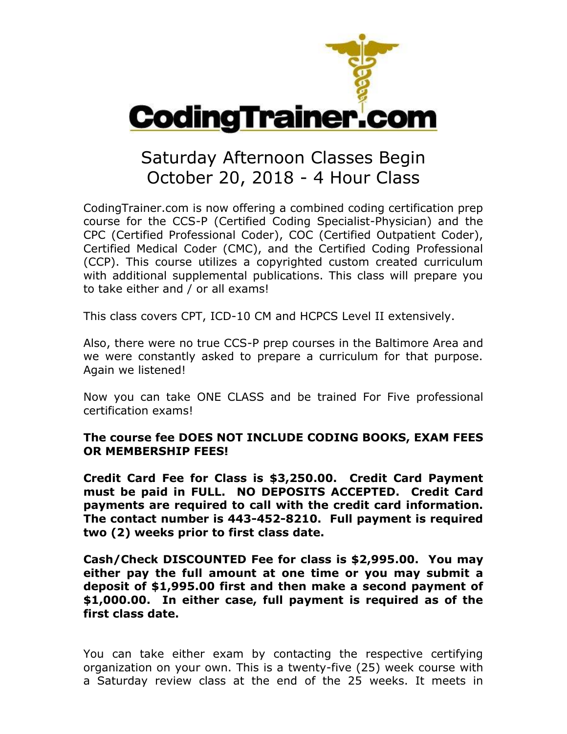# CodingTrainer.com

## Saturday Afternoon Classes Begin October 20, 2018 - 4 Hour Class

CodingTrainer.com is now offering a combined coding certification prep course for the CCS-P (Certified Coding Specialist-Physician) and the CPC (Certified Professional Coder), COC (Certified Outpatient Coder), Certified Medical Coder (CMC), and the Certified Coding Professional (CCP). This course utilizes a copyrighted custom created curriculum with additional supplemental publications. This class will prepare you to take either and / or all exams!

This class covers CPT, ICD-10 CM and HCPCS Level II extensively.

Also, there were no true CCS-P prep courses in the Baltimore Area and we were constantly asked to prepare a curriculum for that purpose. Again we listened!

Now you can take ONE CLASS and be trained For Five professional certification exams!

**The course fee DOES NOT INCLUDE CODING BOOKS, EXAM FEES OR MEMBERSHIP FEES!**

**Credit Card Fee for Class is $3,250.00. Credit Card Payment must be paid in FULL. NO DEPOSITS ACCEPTED. Credit Card payments are required to call with the credit card information. The contact number is 443-452-8210. Full payment is required two (2) weeks prior to first class date.**

**Cash/Check DISCOUNTED Fee for class is $2,995.00. You may either pay the full amount at one time or you may submit a deposit of $1,995.00 first and then make a second payment of $1,000.00. In either case, full payment is required as of the first class date.**

You can take either exam by contacting the respective certifying organization on your own. This is a twenty-five (25) week course with a Saturday review class at the end of the 25 weeks. It meets in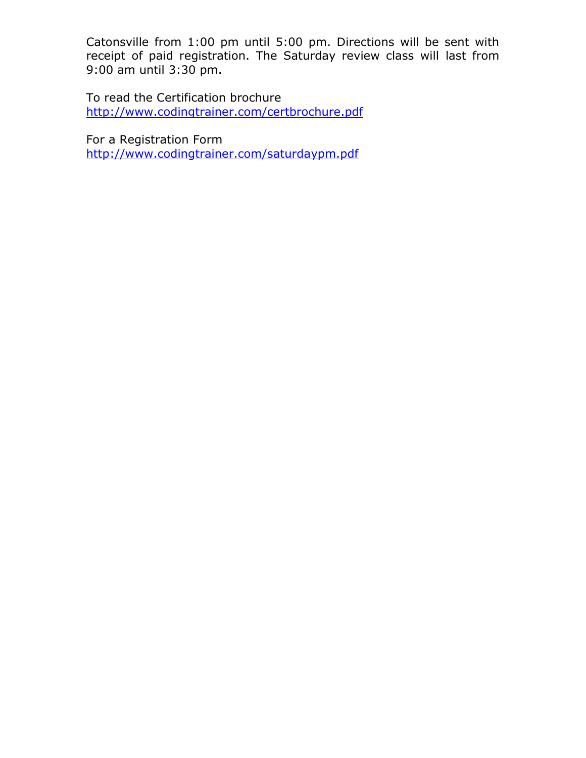Catonsville from 1:00 pm until 5:00 pm. Directions will be sent with receipt of paid registration. The Saturday review class will last from 9:00 am until 3:30 pm.

To read the Certification brochure
http://www.codingtrainer.com/certbrochure.pdf

For a Registration Form
http://www.codingtrainer.com/saturdaypm.pdf